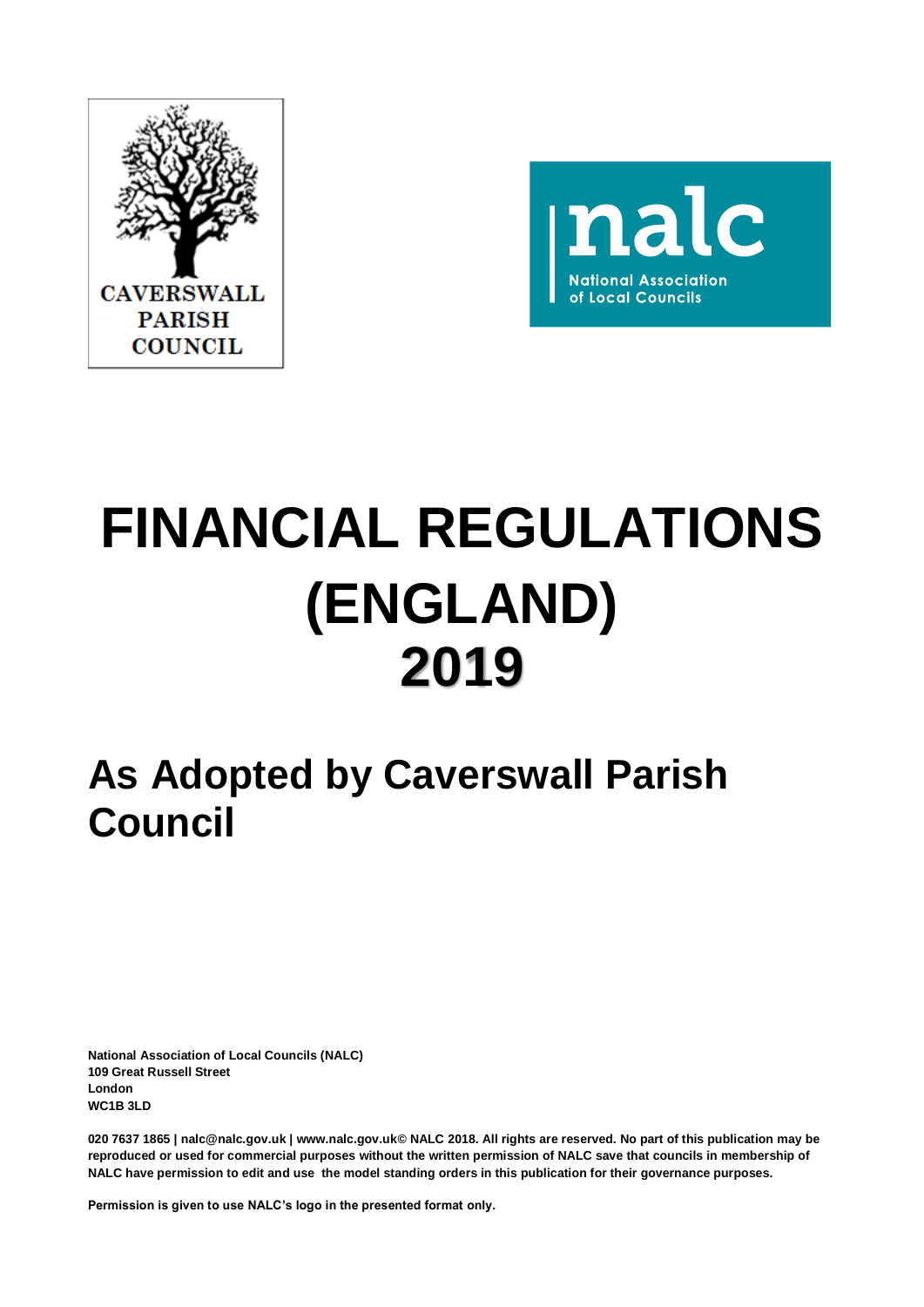CAVERSWALL PARISH COUNCIL

nalc

National Association of Local Councils

# FINANCIAL REGULATIONS (ENGLAND) 2019

## As Adopted by Caverswall Parish Council

**National Association of Local Councils (NALC)**
**109 Great Russell Street**
**London**
**WC1B 3LD**

**020 7637 1865 | nalc@nalc.gov.uk | www.nalc.gov.uk© NALC 2018. All rights are reserved. No part of this publication may be reproduced or used for commercial purposes without the written permission of NALC save that councils in membership of NALC have permission to edit and use the model standing orders in this publication for their governance purposes.**

**Permission is given to use NALC's logo in the presented format only.**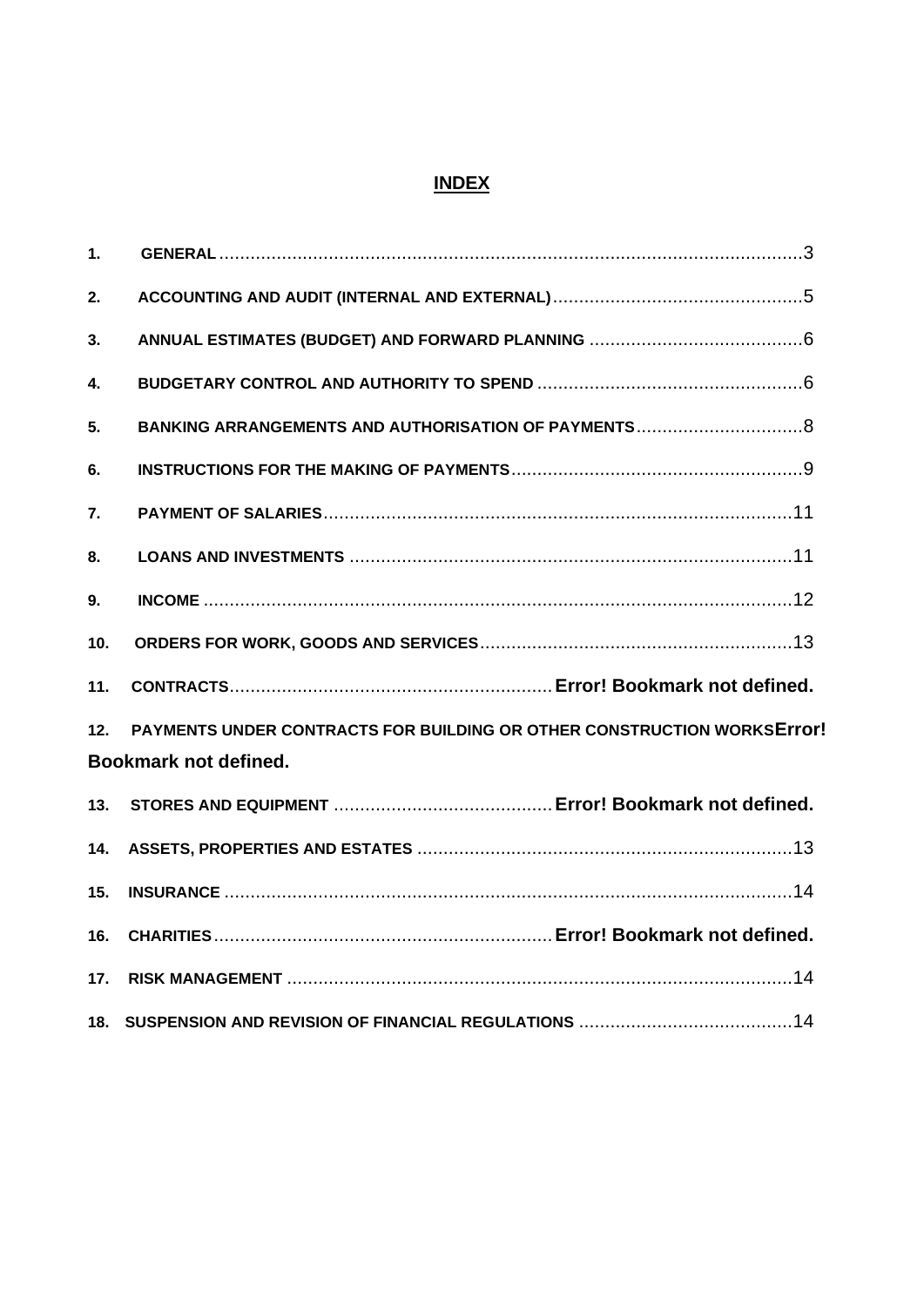# INDEX

1. GENERAL ....................................................................................................3
2. ACCOUNTING AND AUDIT (INTERNAL AND EXTERNAL) ....................................5
3. ANNUAL ESTIMATES (BUDGET) AND FORWARD PLANNING ..............................6
4. BUDGETARY CONTROL AND AUTHORITY TO SPEND .........................................6
5. BANKING ARRANGEMENTS AND AUTHORISATION OF PAYMENTS ......................8
6. INSTRUCTIONS FOR THE MAKING OF PAYMENTS ..............................................9
7. PAYMENT OF SALARIES .......................................................................................11
8. LOANS AND INVESTMENTS .................................................................................11
9. INCOME ...............................................................................................................12
10. ORDERS FOR WORK, GOODS AND SERVICES ...................................................13
11. CONTRACTS ..................................................... **Error! Bookmark not defined.**
12. PAYMENTS UNDER CONTRACTS FOR BUILDING OR OTHER CONSTRUCTION WORKS **Error! Bookmark not defined.**
13. STORES AND EQUIPMENT ................................ **Error! Bookmark not defined.**
14. ASSETS, PROPERTIES AND ESTATES ...................................................................13
15. INSURANCE .........................................................................................................14
16. CHARITIES ....................................................... **Error! Bookmark not defined.**
17. RISK MANAGEMENT ...........................................................................................14
18. SUSPENSION AND REVISION OF FINANCIAL REGULATIONS ..............................14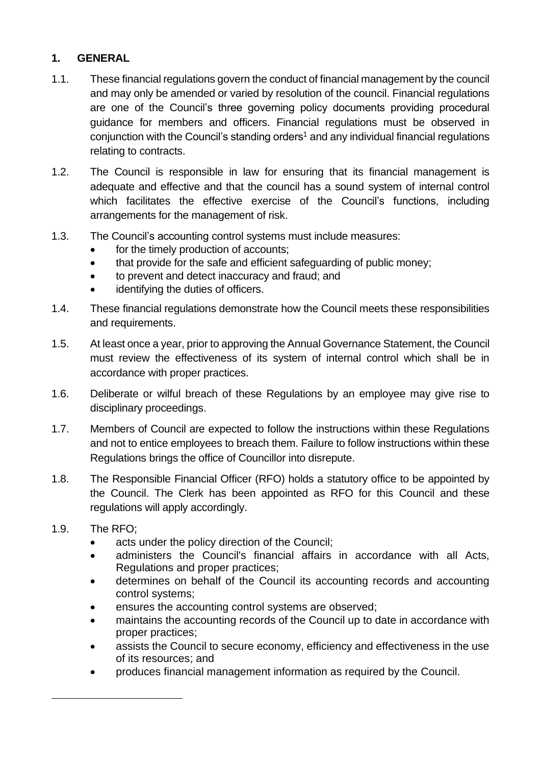## 1. GENERAL

1.1. These financial regulations govern the conduct of financial management by the council and may only be amended or varied by resolution of the council. Financial regulations are one of the Council's three governing policy documents providing procedural guidance for members and officers. Financial regulations must be observed in conjunction with the Council's standing orders[1] and any individual financial regulations relating to contracts.

1.2. The Council is responsible in law for ensuring that its financial management is adequate and effective and that the council has a sound system of internal control which facilitates the effective exercise of the Council's functions, including arrangements for the management of risk.

1.3. The Council's accounting control systems must include measures:

- for the timely production of accounts;
- that provide for the safe and efficient safeguarding of public money;
- to prevent and detect inaccuracy and fraud; and
- identifying the duties of officers.

1.4. These financial regulations demonstrate how the Council meets these responsibilities and requirements.

1.5. At least once a year, prior to approving the Annual Governance Statement, the Council must review the effectiveness of its system of internal control which shall be in accordance with proper practices.

1.6. Deliberate or wilful breach of these Regulations by an employee may give rise to disciplinary proceedings.

1.7. Members of Council are expected to follow the instructions within these Regulations and not to entice employees to breach them. Failure to follow instructions within these Regulations brings the office of Councillor into disrepute.

1.8. The Responsible Financial Officer (RFO) holds a statutory office to be appointed by the Council. The Clerk has been appointed as RFO for this Council and these regulations will apply accordingly.

1.9. The RFO;

- acts under the policy direction of the Council;
- administers the Council's financial affairs in accordance with all Acts, Regulations and proper practices;
- determines on behalf of the Council its accounting records and accounting control systems;
- ensures the accounting control systems are observed;
- maintains the accounting records of the Council up to date in accordance with proper practices;
- assists the Council to secure economy, efficiency and effectiveness in the use of its resources; and
- produces financial management information as required by the Council.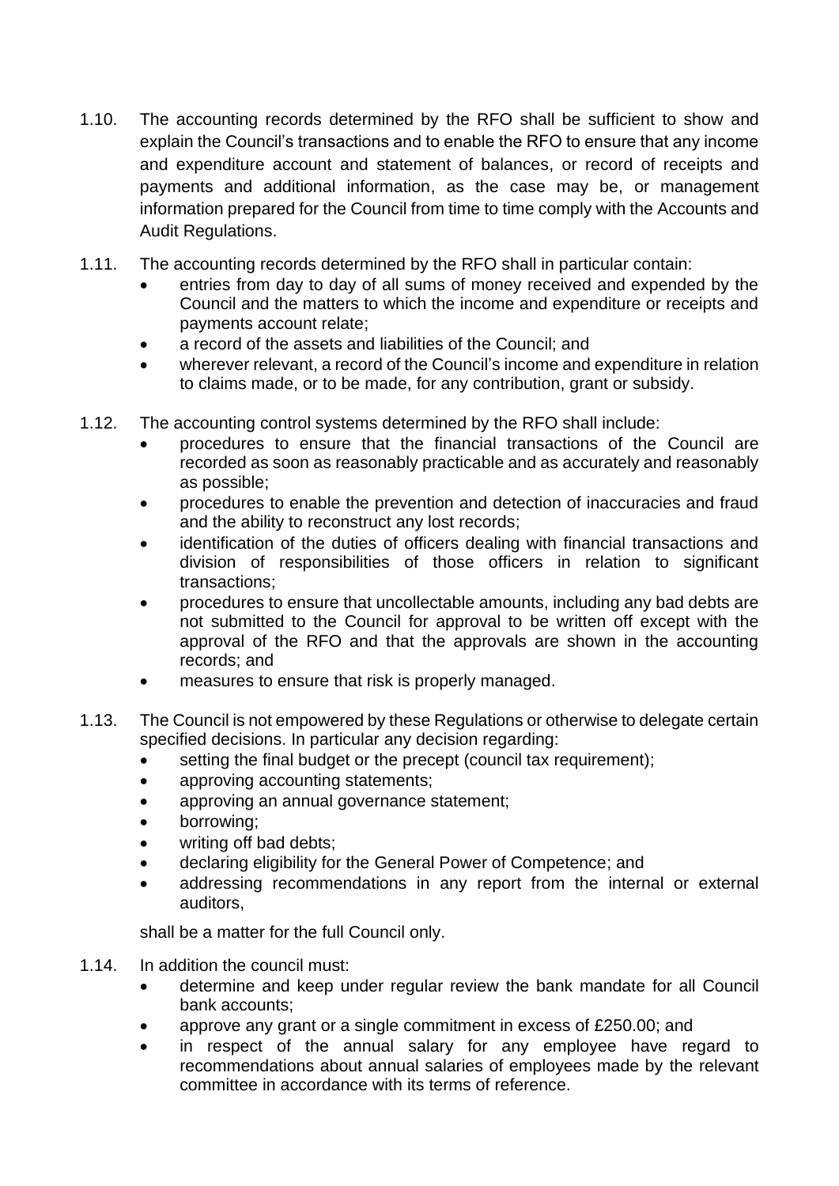1.10. The accounting records determined by the RFO shall be sufficient to show and explain the Council's transactions and to enable the RFO to ensure that any income and expenditure account and statement of balances, or record of receipts and payments and additional information, as the case may be, or management information prepared for the Council from time to time comply with the Accounts and Audit Regulations.

1.11. The accounting records determined by the RFO shall in particular contain:

- entries from day to day of all sums of money received and expended by the Council and the matters to which the income and expenditure or receipts and payments account relate;
- a record of the assets and liabilities of the Council; and
- wherever relevant, a record of the Council's income and expenditure in relation to claims made, or to be made, for any contribution, grant or subsidy.

1.12. The accounting control systems determined by the RFO shall include:

- procedures to ensure that the financial transactions of the Council are recorded as soon as reasonably practicable and as accurately and reasonably as possible;
- procedures to enable the prevention and detection of inaccuracies and fraud and the ability to reconstruct any lost records;
- identification of the duties of officers dealing with financial transactions and division of responsibilities of those officers in relation to significant transactions;
- procedures to ensure that uncollectable amounts, including any bad debts are not submitted to the Council for approval to be written off except with the approval of the RFO and that the approvals are shown in the accounting records; and
- measures to ensure that risk is properly managed.

1.13. The Council is not empowered by these Regulations or otherwise to delegate certain specified decisions. In particular any decision regarding:

- setting the final budget or the precept (council tax requirement);
- approving accounting statements;
- approving an annual governance statement;
- borrowing;
- writing off bad debts;
- declaring eligibility for the General Power of Competence; and
- addressing recommendations in any report from the internal or external auditors,

shall be a matter for the full Council only.

1.14. In addition the council must:

- determine and keep under regular review the bank mandate for all Council bank accounts;
- approve any grant or a single commitment in excess of £250.00; and
- in respect of the annual salary for any employee have regard to recommendations about annual salaries of employees made by the relevant committee in accordance with its terms of reference.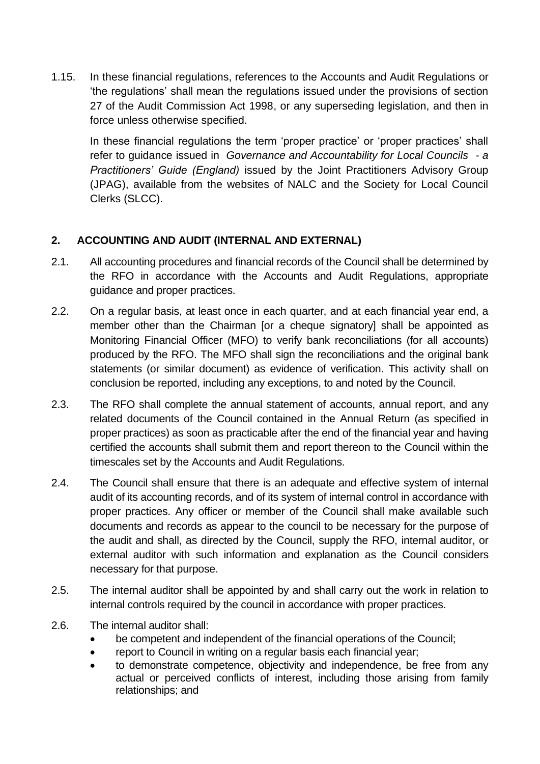1.15. In these financial regulations, references to the Accounts and Audit Regulations or 'the regulations' shall mean the regulations issued under the provisions of section 27 of the Audit Commission Act 1998, or any superseding legislation, and then in force unless otherwise specified.

In these financial regulations the term 'proper practice' or 'proper practices' shall refer to guidance issued in *Governance and Accountability for Local Councils - a Practitioners' Guide (England)* issued by the Joint Practitioners Advisory Group (JPAG), available from the websites of NALC and the Society for Local Council Clerks (SLCC).

## 2. ACCOUNTING AND AUDIT (INTERNAL AND EXTERNAL)

2.1. All accounting procedures and financial records of the Council shall be determined by the RFO in accordance with the Accounts and Audit Regulations, appropriate guidance and proper practices.

2.2. On a regular basis, at least once in each quarter, and at each financial year end, a member other than the Chairman [or a cheque signatory] shall be appointed as Monitoring Financial Officer (MFO) to verify bank reconciliations (for all accounts) produced by the RFO. The MFO shall sign the reconciliations and the original bank statements (or similar document) as evidence of verification. This activity shall on conclusion be reported, including any exceptions, to and noted by the Council.

2.3. The RFO shall complete the annual statement of accounts, annual report, and any related documents of the Council contained in the Annual Return (as specified in proper practices) as soon as practicable after the end of the financial year and having certified the accounts shall submit them and report thereon to the Council within the timescales set by the Accounts and Audit Regulations.

2.4. The Council shall ensure that there is an adequate and effective system of internal audit of its accounting records, and of its system of internal control in accordance with proper practices. Any officer or member of the Council shall make available such documents and records as appear to the council to be necessary for the purpose of the audit and shall, as directed by the Council, supply the RFO, internal auditor, or external auditor with such information and explanation as the Council considers necessary for that purpose.

2.5. The internal auditor shall be appointed by and shall carry out the work in relation to internal controls required by the council in accordance with proper practices.

2.6. The internal auditor shall:

- be competent and independent of the financial operations of the Council;
- report to Council in writing on a regular basis each financial year;
- to demonstrate competence, objectivity and independence, be free from any actual or perceived conflicts of interest, including those arising from family relationships; and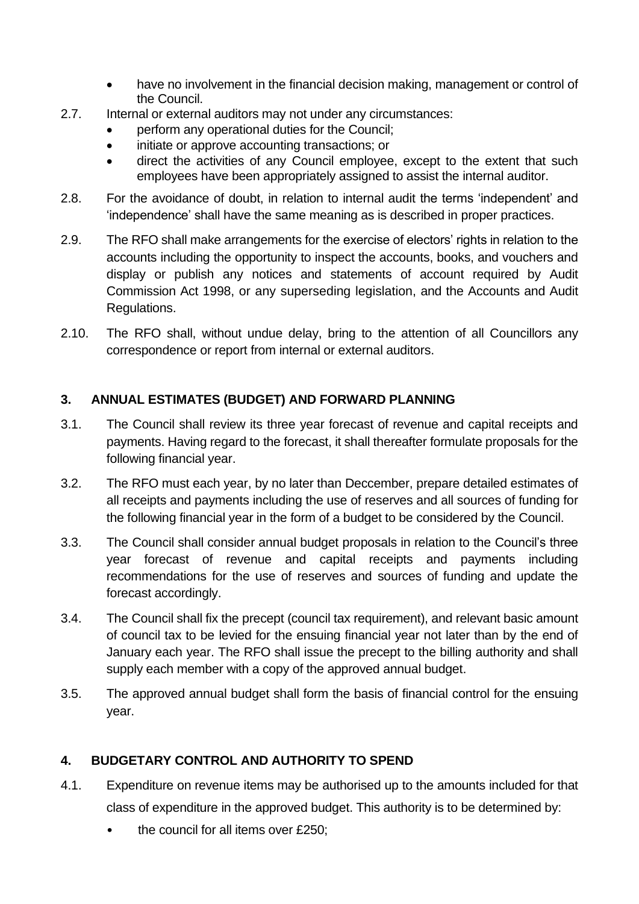- have no involvement in the financial decision making, management or control of the Council.

2.7. Internal or external auditors may not under any circumstances:
- perform any operational duties for the Council;
- initiate or approve accounting transactions; or
- direct the activities of any Council employee, except to the extent that such employees have been appropriately assigned to assist the internal auditor.

2.8. For the avoidance of doubt, in relation to internal audit the terms 'independent' and 'independence' shall have the same meaning as is described in proper practices.

2.9. The RFO shall make arrangements for the exercise of electors' rights in relation to the accounts including the opportunity to inspect the accounts, books, and vouchers and display or publish any notices and statements of account required by Audit Commission Act 1998, or any superseding legislation, and the Accounts and Audit Regulations.

2.10. The RFO shall, without undue delay, bring to the attention of all Councillors any correspondence or report from internal or external auditors.

## 3. ANNUAL ESTIMATES (BUDGET) AND FORWARD PLANNING

3.1. The Council shall review its three year forecast of revenue and capital receipts and payments. Having regard to the forecast, it shall thereafter formulate proposals for the following financial year.

3.2. The RFO must each year, by no later than Deccember, prepare detailed estimates of all receipts and payments including the use of reserves and all sources of funding for the following financial year in the form of a budget to be considered by the Council.

3.3. The Council shall consider annual budget proposals in relation to the Council's three year forecast of revenue and capital receipts and payments including recommendations for the use of reserves and sources of funding and update the forecast accordingly.

3.4. The Council shall fix the precept (council tax requirement), and relevant basic amount of council tax to be levied for the ensuing financial year not later than by the end of January each year. The RFO shall issue the precept to the billing authority and shall supply each member with a copy of the approved annual budget.

3.5. The approved annual budget shall form the basis of financial control for the ensuing year.

## 4. BUDGETARY CONTROL AND AUTHORITY TO SPEND

4.1. Expenditure on revenue items may be authorised up to the amounts included for that class of expenditure in the approved budget. This authority is to be determined by:
- the council for all items over £250;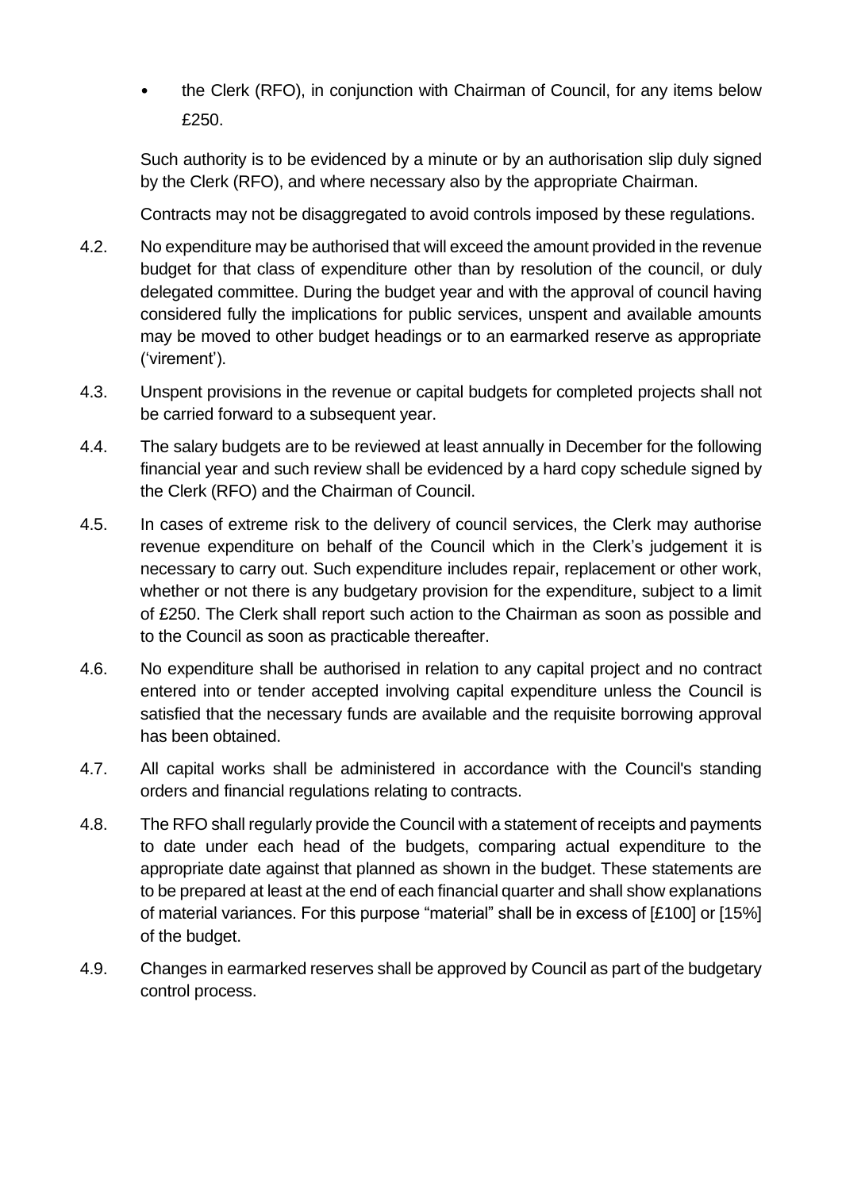- the Clerk (RFO), in conjunction with Chairman of Council, for any items below £250.

Such authority is to be evidenced by a minute or by an authorisation slip duly signed by the Clerk (RFO), and where necessary also by the appropriate Chairman.

Contracts may not be disaggregated to avoid controls imposed by these regulations.

4.2. No expenditure may be authorised that will exceed the amount provided in the revenue budget for that class of expenditure other than by resolution of the council, or duly delegated committee. During the budget year and with the approval of council having considered fully the implications for public services, unspent and available amounts may be moved to other budget headings or to an earmarked reserve as appropriate ('virement').

4.3. Unspent provisions in the revenue or capital budgets for completed projects shall not be carried forward to a subsequent year.

4.4. The salary budgets are to be reviewed at least annually in December for the following financial year and such review shall be evidenced by a hard copy schedule signed by the Clerk (RFO) and the Chairman of Council.

4.5. In cases of extreme risk to the delivery of council services, the Clerk may authorise revenue expenditure on behalf of the Council which in the Clerk's judgement it is necessary to carry out. Such expenditure includes repair, replacement or other work, whether or not there is any budgetary provision for the expenditure, subject to a limit of £250. The Clerk shall report such action to the Chairman as soon as possible and to the Council as soon as practicable thereafter.

4.6. No expenditure shall be authorised in relation to any capital project and no contract entered into or tender accepted involving capital expenditure unless the Council is satisfied that the necessary funds are available and the requisite borrowing approval has been obtained.

4.7. All capital works shall be administered in accordance with the Council's standing orders and financial regulations relating to contracts.

4.8. The RFO shall regularly provide the Council with a statement of receipts and payments to date under each head of the budgets, comparing actual expenditure to the appropriate date against that planned as shown in the budget. These statements are to be prepared at least at the end of each financial quarter and shall show explanations of material variances. For this purpose "material" shall be in excess of [£100] or [15%] of the budget.

4.9. Changes in earmarked reserves shall be approved by Council as part of the budgetary control process.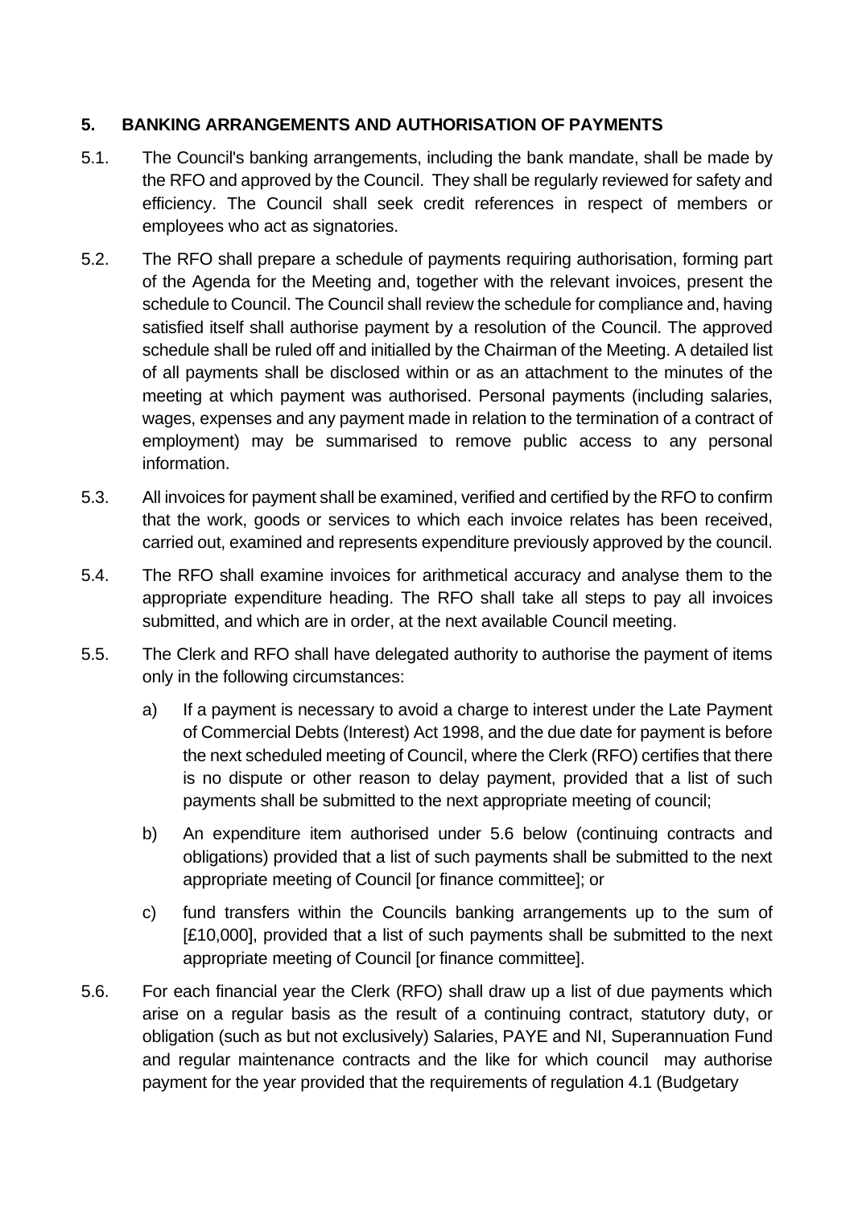## 5. BANKING ARRANGEMENTS AND AUTHORISATION OF PAYMENTS

5.1. The Council's banking arrangements, including the bank mandate, shall be made by the RFO and approved by the Council. They shall be regularly reviewed for safety and efficiency. The Council shall seek credit references in respect of members or employees who act as signatories.

5.2. The RFO shall prepare a schedule of payments requiring authorisation, forming part of the Agenda for the Meeting and, together with the relevant invoices, present the schedule to Council. The Council shall review the schedule for compliance and, having satisfied itself shall authorise payment by a resolution of the Council. The approved schedule shall be ruled off and initialled by the Chairman of the Meeting. A detailed list of all payments shall be disclosed within or as an attachment to the minutes of the meeting at which payment was authorised. Personal payments (including salaries, wages, expenses and any payment made in relation to the termination of a contract of employment) may be summarised to remove public access to any personal information.

5.3. All invoices for payment shall be examined, verified and certified by the RFO to confirm that the work, goods or services to which each invoice relates has been received, carried out, examined and represents expenditure previously approved by the council.

5.4. The RFO shall examine invoices for arithmetical accuracy and analyse them to the appropriate expenditure heading. The RFO shall take all steps to pay all invoices submitted, and which are in order, at the next available Council meeting.

5.5. The Clerk and RFO shall have delegated authority to authorise the payment of items only in the following circumstances:

a) If a payment is necessary to avoid a charge to interest under the Late Payment of Commercial Debts (Interest) Act 1998, and the due date for payment is before the next scheduled meeting of Council, where the Clerk (RFO) certifies that there is no dispute or other reason to delay payment, provided that a list of such payments shall be submitted to the next appropriate meeting of council;

b) An expenditure item authorised under 5.6 below (continuing contracts and obligations) provided that a list of such payments shall be submitted to the next appropriate meeting of Council [or finance committee]; or

c) fund transfers within the Councils banking arrangements up to the sum of [£10,000], provided that a list of such payments shall be submitted to the next appropriate meeting of Council [or finance committee].

5.6. For each financial year the Clerk (RFO) shall draw up a list of due payments which arise on a regular basis as the result of a continuing contract, statutory duty, or obligation (such as but not exclusively) Salaries, PAYE and NI, Superannuation Fund and regular maintenance contracts and the like for which council may authorise payment for the year provided that the requirements of regulation 4.1 (Budgetary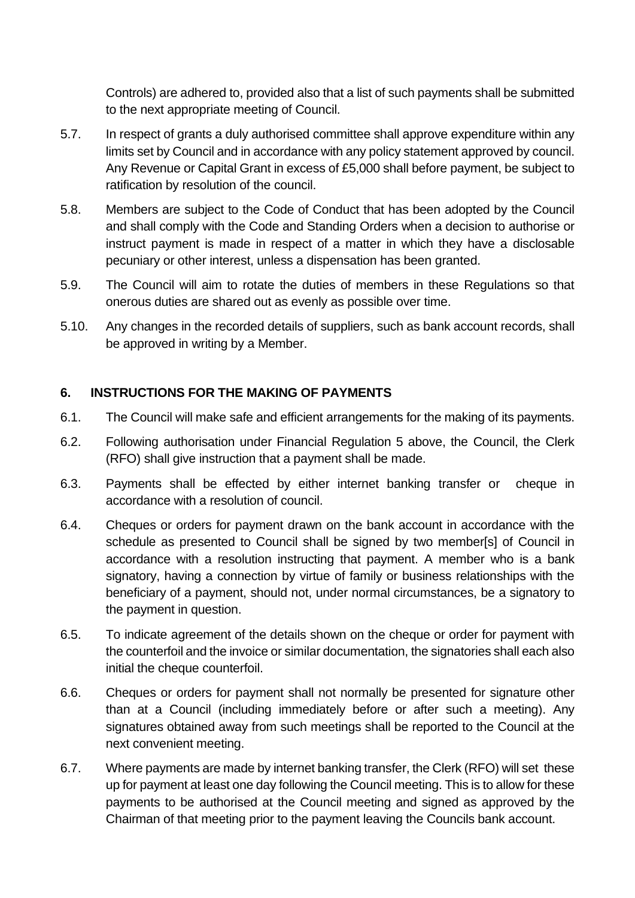Controls) are adhered to, provided also that a list of such payments shall be submitted to the next appropriate meeting of Council.

5.7. In respect of grants a duly authorised committee shall approve expenditure within any limits set by Council and in accordance with any policy statement approved by council. Any Revenue or Capital Grant in excess of £5,000 shall before payment, be subject to ratification by resolution of the council.

5.8. Members are subject to the Code of Conduct that has been adopted by the Council and shall comply with the Code and Standing Orders when a decision to authorise or instruct payment is made in respect of a matter in which they have a disclosable pecuniary or other interest, unless a dispensation has been granted.

5.9. The Council will aim to rotate the duties of members in these Regulations so that onerous duties are shared out as evenly as possible over time.

5.10. Any changes in the recorded details of suppliers, such as bank account records, shall be approved in writing by a Member.

## 6. INSTRUCTIONS FOR THE MAKING OF PAYMENTS

6.1. The Council will make safe and efficient arrangements for the making of its payments.

6.2. Following authorisation under Financial Regulation 5 above, the Council, the Clerk (RFO) shall give instruction that a payment shall be made.

6.3. Payments shall be effected by either internet banking transfer or cheque in accordance with a resolution of council.

6.4. Cheques or orders for payment drawn on the bank account in accordance with the schedule as presented to Council shall be signed by two member[s] of Council in accordance with a resolution instructing that payment. A member who is a bank signatory, having a connection by virtue of family or business relationships with the beneficiary of a payment, should not, under normal circumstances, be a signatory to the payment in question.

6.5. To indicate agreement of the details shown on the cheque or order for payment with the counterfoil and the invoice or similar documentation, the signatories shall each also initial the cheque counterfoil.

6.6. Cheques or orders for payment shall not normally be presented for signature other than at a Council (including immediately before or after such a meeting). Any signatures obtained away from such meetings shall be reported to the Council at the next convenient meeting.

6.7. Where payments are made by internet banking transfer, the Clerk (RFO) will set these up for payment at least one day following the Council meeting. This is to allow for these payments to be authorised at the Council meeting and signed as approved by the Chairman of that meeting prior to the payment leaving the Councils bank account.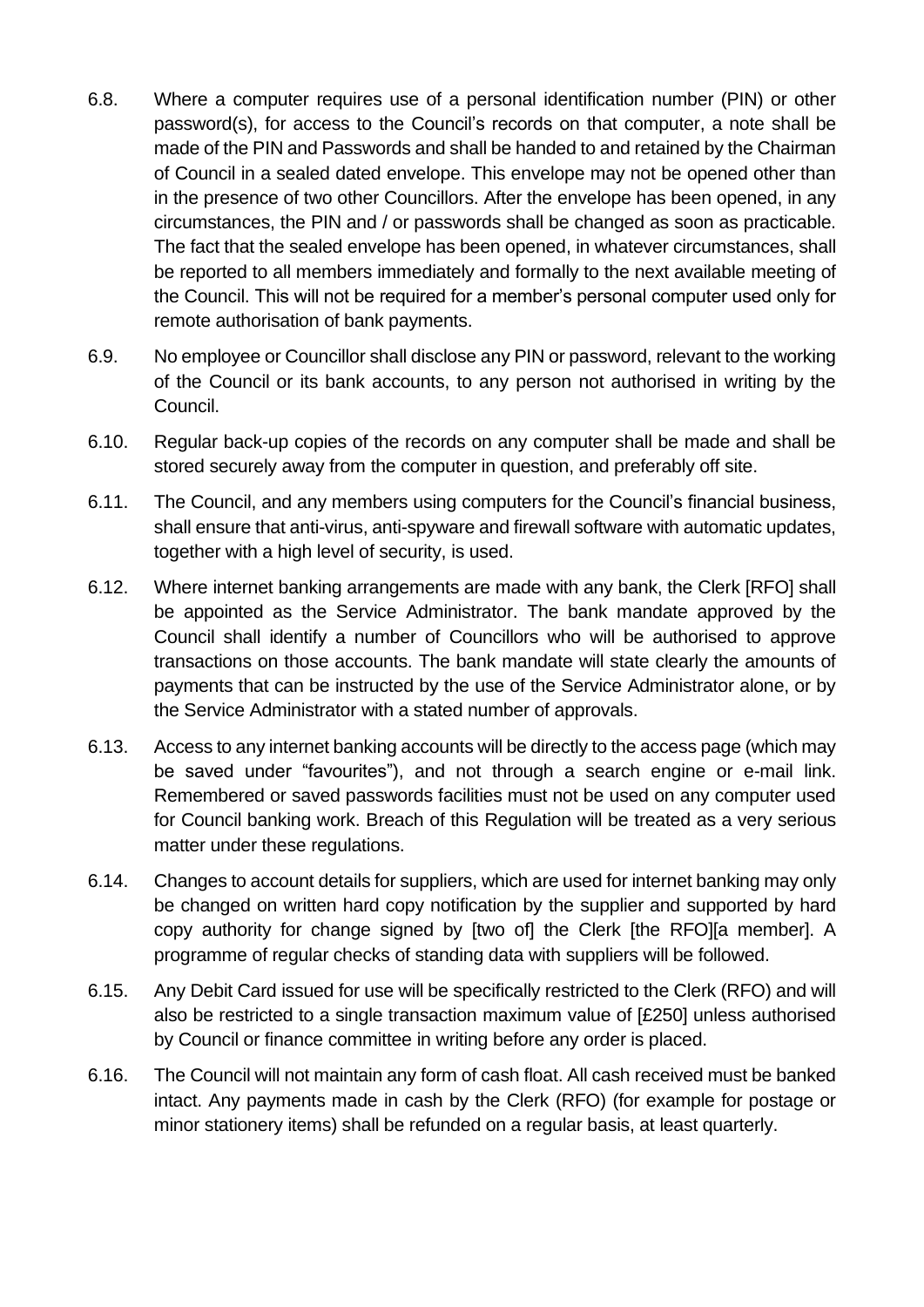6.8. Where a computer requires use of a personal identification number (PIN) or other password(s), for access to the Council's records on that computer, a note shall be made of the PIN and Passwords and shall be handed to and retained by the Chairman of Council in a sealed dated envelope. This envelope may not be opened other than in the presence of two other Councillors. After the envelope has been opened, in any circumstances, the PIN and / or passwords shall be changed as soon as practicable. The fact that the sealed envelope has been opened, in whatever circumstances, shall be reported to all members immediately and formally to the next available meeting of the Council. This will not be required for a member's personal computer used only for remote authorisation of bank payments.

6.9. No employee or Councillor shall disclose any PIN or password, relevant to the working of the Council or its bank accounts, to any person not authorised in writing by the Council.

6.10. Regular back-up copies of the records on any computer shall be made and shall be stored securely away from the computer in question, and preferably off site.

6.11. The Council, and any members using computers for the Council's financial business, shall ensure that anti-virus, anti-spyware and firewall software with automatic updates, together with a high level of security, is used.

6.12. Where internet banking arrangements are made with any bank, the Clerk [RFO] shall be appointed as the Service Administrator. The bank mandate approved by the Council shall identify a number of Councillors who will be authorised to approve transactions on those accounts. The bank mandate will state clearly the amounts of payments that can be instructed by the use of the Service Administrator alone, or by the Service Administrator with a stated number of approvals.

6.13. Access to any internet banking accounts will be directly to the access page (which may be saved under "favourites"), and not through a search engine or e-mail link. Remembered or saved passwords facilities must not be used on any computer used for Council banking work. Breach of this Regulation will be treated as a very serious matter under these regulations.

6.14. Changes to account details for suppliers, which are used for internet banking may only be changed on written hard copy notification by the supplier and supported by hard copy authority for change signed by [two of] the Clerk [the RFO][a member]. A programme of regular checks of standing data with suppliers will be followed.

6.15. Any Debit Card issued for use will be specifically restricted to the Clerk (RFO) and will also be restricted to a single transaction maximum value of [£250] unless authorised by Council or finance committee in writing before any order is placed.

6.16. The Council will not maintain any form of cash float. All cash received must be banked intact. Any payments made in cash by the Clerk (RFO) (for example for postage or minor stationery items) shall be refunded on a regular basis, at least quarterly.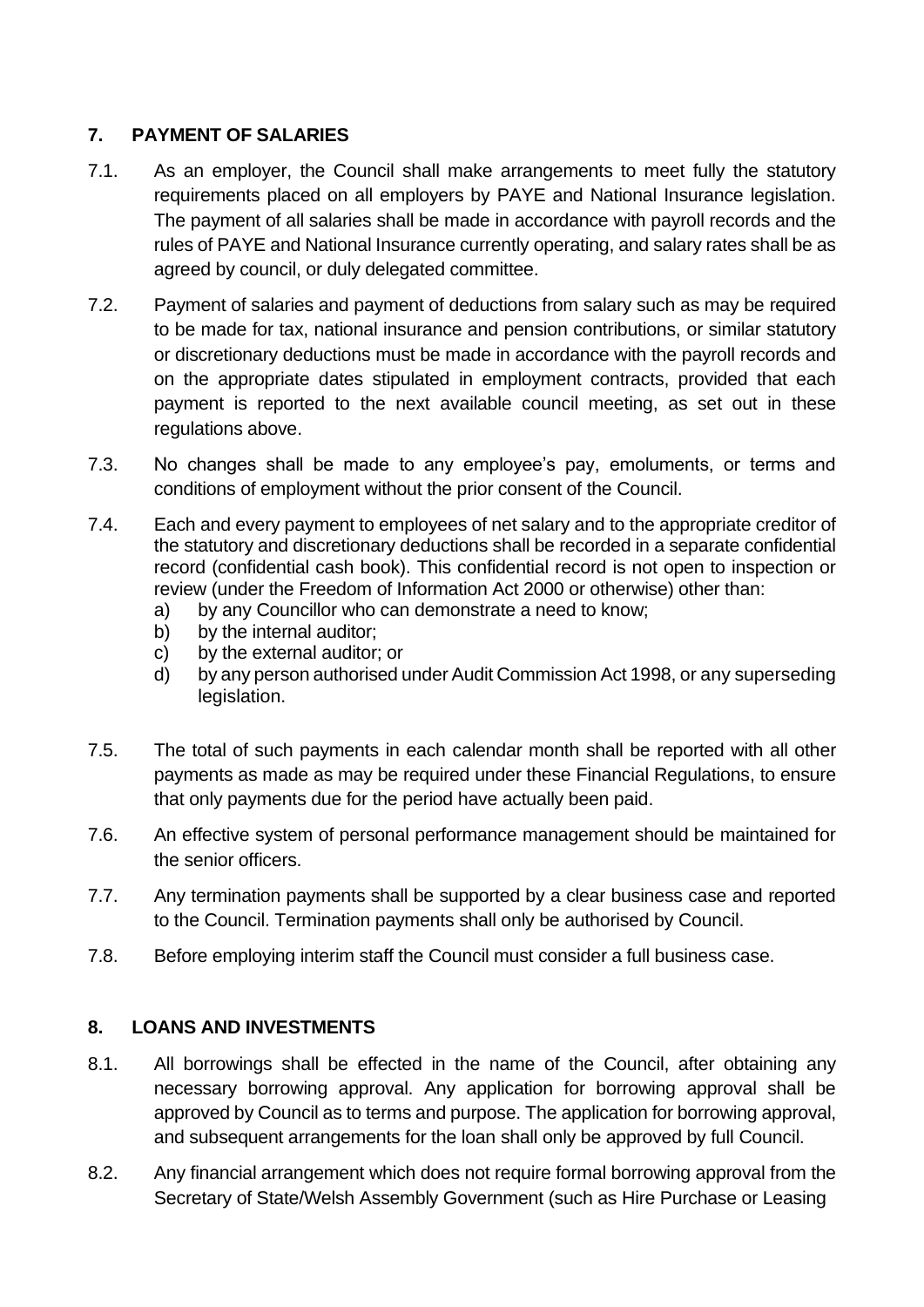## 7. PAYMENT OF SALARIES

7.1. As an employer, the Council shall make arrangements to meet fully the statutory requirements placed on all employers by PAYE and National Insurance legislation. The payment of all salaries shall be made in accordance with payroll records and the rules of PAYE and National Insurance currently operating, and salary rates shall be as agreed by council, or duly delegated committee.

7.2. Payment of salaries and payment of deductions from salary such as may be required to be made for tax, national insurance and pension contributions, or similar statutory or discretionary deductions must be made in accordance with the payroll records and on the appropriate dates stipulated in employment contracts, provided that each payment is reported to the next available council meeting, as set out in these regulations above.

7.3. No changes shall be made to any employee's pay, emoluments, or terms and conditions of employment without the prior consent of the Council.

7.4. Each and every payment to employees of net salary and to the appropriate creditor of the statutory and discretionary deductions shall be recorded in a separate confidential record (confidential cash book). This confidential record is not open to inspection or review (under the Freedom of Information Act 2000 or otherwise) other than:

a) by any Councillor who can demonstrate a need to know;
b) by the internal auditor;
c) by the external auditor; or
d) by any person authorised under Audit Commission Act 1998, or any superseding legislation.

7.5. The total of such payments in each calendar month shall be reported with all other payments as made as may be required under these Financial Regulations, to ensure that only payments due for the period have actually been paid.

7.6. An effective system of personal performance management should be maintained for the senior officers.

7.7. Any termination payments shall be supported by a clear business case and reported to the Council. Termination payments shall only be authorised by Council.

7.8. Before employing interim staff the Council must consider a full business case.

## 8. LOANS AND INVESTMENTS

8.1. All borrowings shall be effected in the name of the Council, after obtaining any necessary borrowing approval. Any application for borrowing approval shall be approved by Council as to terms and purpose. The application for borrowing approval, and subsequent arrangements for the loan shall only be approved by full Council.

8.2. Any financial arrangement which does not require formal borrowing approval from the Secretary of State/Welsh Assembly Government (such as Hire Purchase or Leasing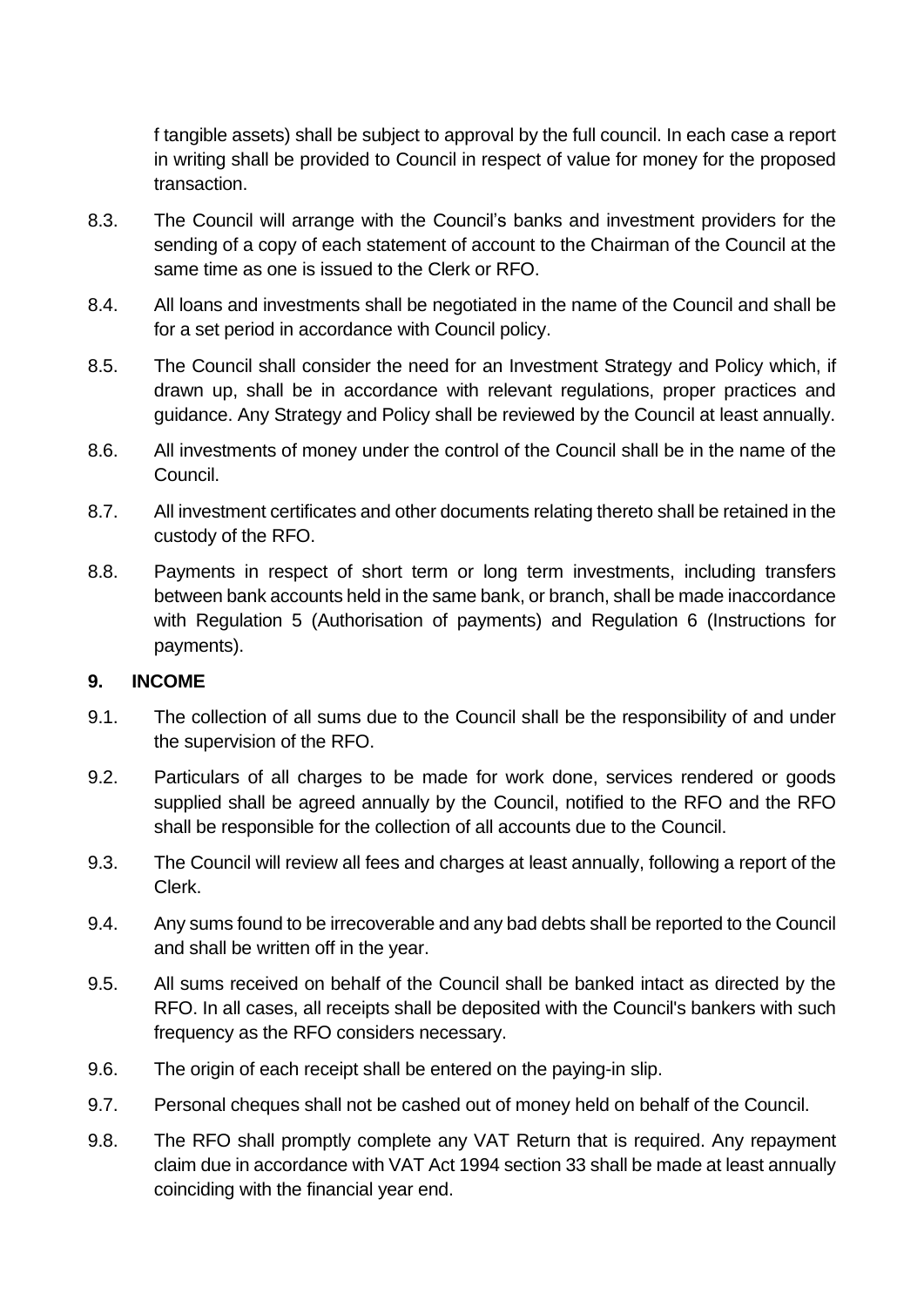f tangible assets) shall be subject to approval by the full council. In each case a report in writing shall be provided to Council in respect of value for money for the proposed transaction.

8.3. The Council will arrange with the Council's banks and investment providers for the sending of a copy of each statement of account to the Chairman of the Council at the same time as one is issued to the Clerk or RFO.

8.4. All loans and investments shall be negotiated in the name of the Council and shall be for a set period in accordance with Council policy.

8.5. The Council shall consider the need for an Investment Strategy and Policy which, if drawn up, shall be in accordance with relevant regulations, proper practices and guidance. Any Strategy and Policy shall be reviewed by the Council at least annually.

8.6. All investments of money under the control of the Council shall be in the name of the Council.

8.7. All investment certificates and other documents relating thereto shall be retained in the custody of the RFO.

8.8. Payments in respect of short term or long term investments, including transfers between bank accounts held in the same bank, or branch, shall be made inaccordance with Regulation 5 (Authorisation of payments) and Regulation 6 (Instructions for payments).

## 9. INCOME

9.1. The collection of all sums due to the Council shall be the responsibility of and under the supervision of the RFO.

9.2. Particulars of all charges to be made for work done, services rendered or goods supplied shall be agreed annually by the Council, notified to the RFO and the RFO shall be responsible for the collection of all accounts due to the Council.

9.3. The Council will review all fees and charges at least annually, following a report of the Clerk.

9.4. Any sums found to be irrecoverable and any bad debts shall be reported to the Council and shall be written off in the year.

9.5. All sums received on behalf of the Council shall be banked intact as directed by the RFO. In all cases, all receipts shall be deposited with the Council's bankers with such frequency as the RFO considers necessary.

9.6. The origin of each receipt shall be entered on the paying-in slip.

9.7. Personal cheques shall not be cashed out of money held on behalf of the Council.

9.8. The RFO shall promptly complete any VAT Return that is required. Any repayment claim due in accordance with VAT Act 1994 section 33 shall be made at least annually coinciding with the financial year end.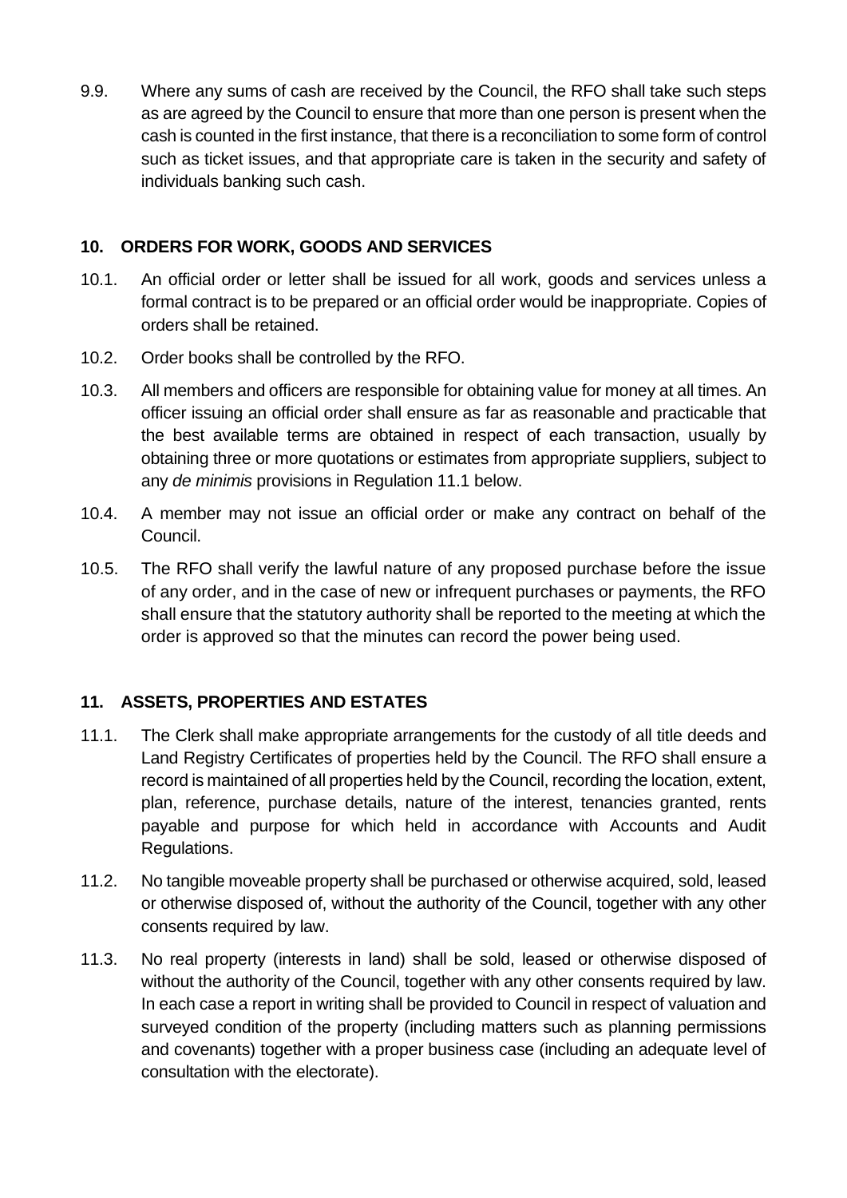9.9. Where any sums of cash are received by the Council, the RFO shall take such steps as are agreed by the Council to ensure that more than one person is present when the cash is counted in the first instance, that there is a reconciliation to some form of control such as ticket issues, and that appropriate care is taken in the security and safety of individuals banking such cash.

## 10. ORDERS FOR WORK, GOODS AND SERVICES

10.1. An official order or letter shall be issued for all work, goods and services unless a formal contract is to be prepared or an official order would be inappropriate. Copies of orders shall be retained.

10.2. Order books shall be controlled by the RFO.

10.3. All members and officers are responsible for obtaining value for money at all times. An officer issuing an official order shall ensure as far as reasonable and practicable that the best available terms are obtained in respect of each transaction, usually by obtaining three or more quotations or estimates from appropriate suppliers, subject to any *de minimis* provisions in Regulation 11.1 below.

10.4. A member may not issue an official order or make any contract on behalf of the Council.

10.5. The RFO shall verify the lawful nature of any proposed purchase before the issue of any order, and in the case of new or infrequent purchases or payments, the RFO shall ensure that the statutory authority shall be reported to the meeting at which the order is approved so that the minutes can record the power being used.

## 11. ASSETS, PROPERTIES AND ESTATES

11.1. The Clerk shall make appropriate arrangements for the custody of all title deeds and Land Registry Certificates of properties held by the Council. The RFO shall ensure a record is maintained of all properties held by the Council, recording the location, extent, plan, reference, purchase details, nature of the interest, tenancies granted, rents payable and purpose for which held in accordance with Accounts and Audit Regulations.

11.2. No tangible moveable property shall be purchased or otherwise acquired, sold, leased or otherwise disposed of, without the authority of the Council, together with any other consents required by law.

11.3. No real property (interests in land) shall be sold, leased or otherwise disposed of without the authority of the Council, together with any other consents required by law. In each case a report in writing shall be provided to Council in respect of valuation and surveyed condition of the property (including matters such as planning permissions and covenants) together with a proper business case (including an adequate level of consultation with the electorate).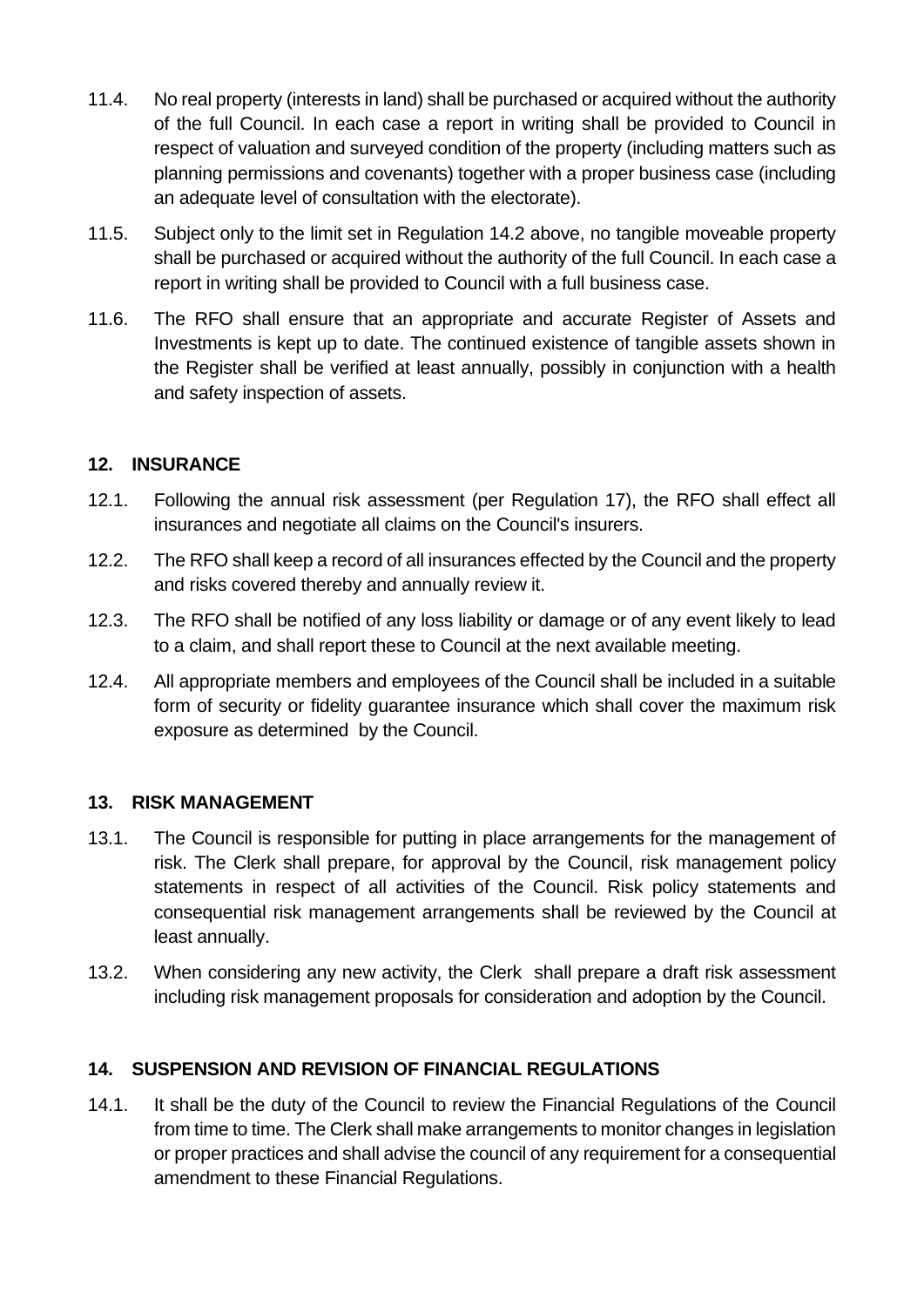11.4. No real property (interests in land) shall be purchased or acquired without the authority of the full Council. In each case a report in writing shall be provided to Council in respect of valuation and surveyed condition of the property (including matters such as planning permissions and covenants) together with a proper business case (including an adequate level of consultation with the electorate).

11.5. Subject only to the limit set in Regulation 14.2 above, no tangible moveable property shall be purchased or acquired without the authority of the full Council. In each case a report in writing shall be provided to Council with a full business case.

11.6. The RFO shall ensure that an appropriate and accurate Register of Assets and Investments is kept up to date. The continued existence of tangible assets shown in the Register shall be verified at least annually, possibly in conjunction with a health and safety inspection of assets.

## 12. INSURANCE

12.1. Following the annual risk assessment (per Regulation 17), the RFO shall effect all insurances and negotiate all claims on the Council's insurers.

12.2. The RFO shall keep a record of all insurances effected by the Council and the property and risks covered thereby and annually review it.

12.3. The RFO shall be notified of any loss liability or damage or of any event likely to lead to a claim, and shall report these to Council at the next available meeting.

12.4. All appropriate members and employees of the Council shall be included in a suitable form of security or fidelity guarantee insurance which shall cover the maximum risk exposure as determined by the Council.

## 13. RISK MANAGEMENT

13.1. The Council is responsible for putting in place arrangements for the management of risk. The Clerk shall prepare, for approval by the Council, risk management policy statements in respect of all activities of the Council. Risk policy statements and consequential risk management arrangements shall be reviewed by the Council at least annually.

13.2. When considering any new activity, the Clerk shall prepare a draft risk assessment including risk management proposals for consideration and adoption by the Council.

## 14. SUSPENSION AND REVISION OF FINANCIAL REGULATIONS

14.1. It shall be the duty of the Council to review the Financial Regulations of the Council from time to time. The Clerk shall make arrangements to monitor changes in legislation or proper practices and shall advise the council of any requirement for a consequential amendment to these Financial Regulations.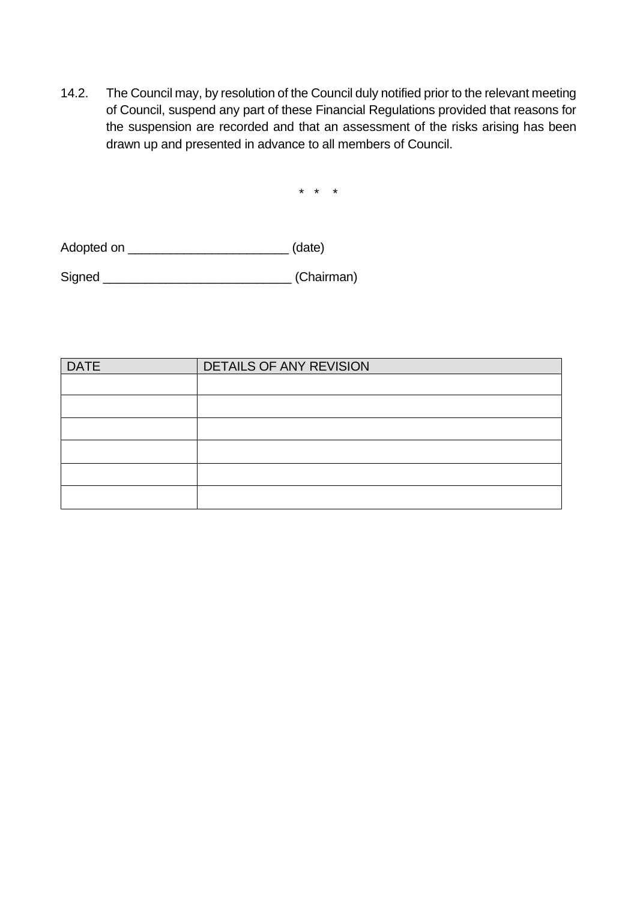14.2. The Council may, by resolution of the Council duly notified prior to the relevant meeting of Council, suspend any part of these Financial Regulations provided that reasons for the suspension are recorded and that an assessment of the risks arising has been drawn up and presented in advance to all members of Council.

\* \* \*

Adopted on ______________________ (date)

Signed __________________________ (Chairman)

| DATE | DETAILS OF ANY REVISION |
|---|---|
| | |
| | |
| | |
| | |
| | |
| | |